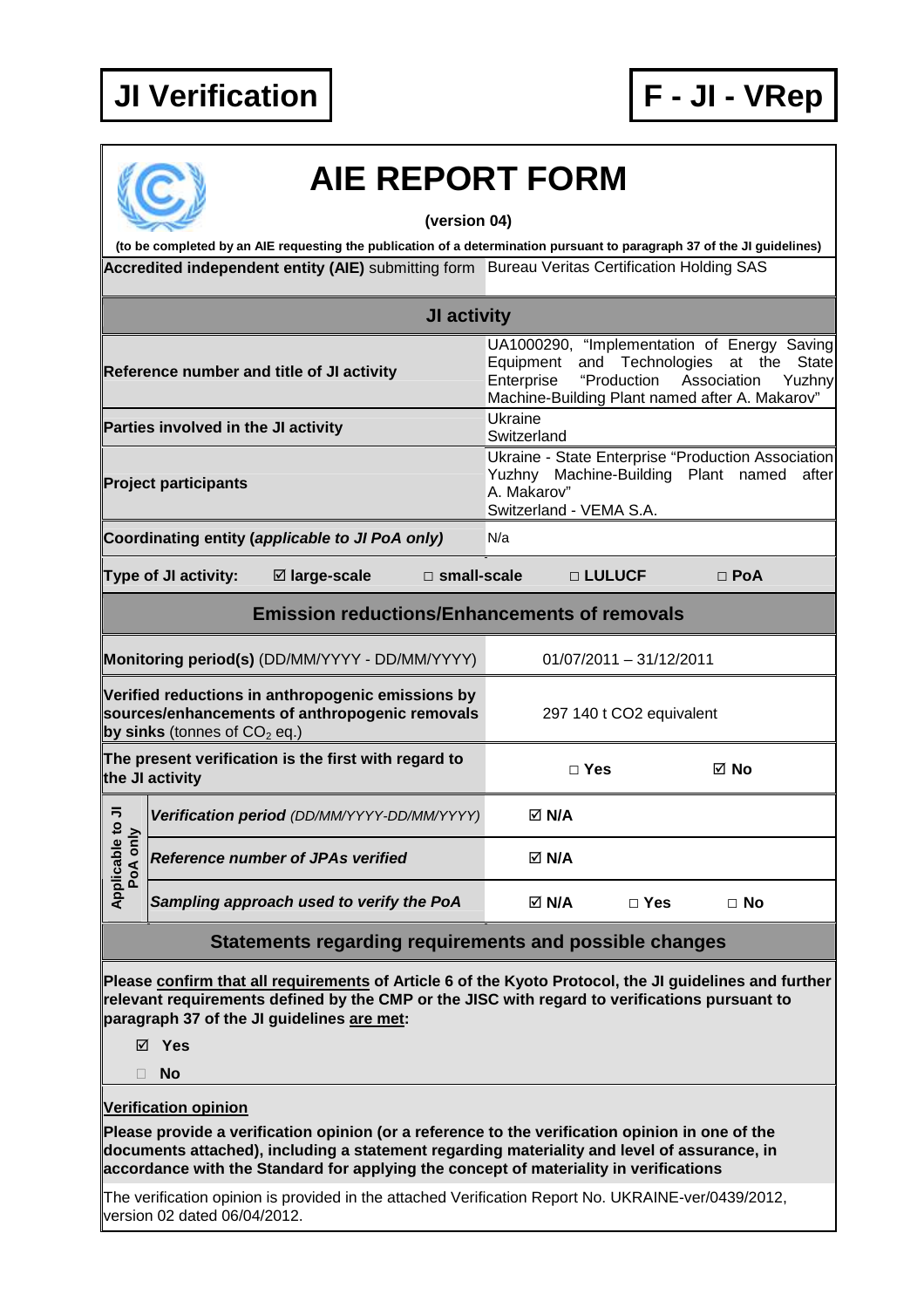**JI Verification** | **F - JI - VRep**

# AIE REPORT FORM

**(version 04)**

**(to be completed by an AIE requesting the publication of a determination pursuant to paragraph 37 of the JI guidelines)**

| | |
|---|---|
| **Accredited independent entity (AIE)** submitting form | Bureau Veritas Certification Holding SAS |

## JI activity

| | |
|---|---|
| **Reference number and title of JI activity** | UA1000290, "Implementation of Energy Saving Equipment and Technologies at the State Enterprise "Production Association Yuzhny Machine-Building Plant named after A. Makarov" |
| **Parties involved in the JI activity** | Ukraine<br>Switzerland |
| **Project participants** | Ukraine - State Enterprise "Production Association Yuzhny Machine-Building Plant named after A. Makarov"<br>Switzerland - VEMA S.A. |
| **Coordinating entity (*applicable to JI PoA only*)** | N/a |
| **Type of JI activity:** | ☑ **large-scale** □ **small-scale** □ **LULUCF** □ **PoA** |

## Emission reductions/Enhancements of removals

| | |
|---|---|
| **Monitoring period(s)** (DD/MM/YYYY - DD/MM/YYYY) | 01/07/2011 – 31/12/2011 |
| **Verified reductions in anthropogenic emissions by sources/enhancements of anthropogenic removals by sinks** (tonnes of $CO_2$ eq.) | 297 140 t CO2 equivalent |
| **The present verification is the first with regard to the JI activity** | □ **Yes** ☑ **No** |
| *Applicable to JI PoA only:* ***Verification period*** *(DD/MM/YYYY-DD/MM/YYYY)* | ☑ **N/A** |
| *Applicable to JI PoA only:* ***Reference number of JPAs verified*** | ☑ **N/A** |
| *Applicable to JI PoA only:* ***Sampling approach used to verify the PoA*** | ☑ **N/A** □ **Yes** □ **No** |

## Statements regarding requirements and possible changes

**Please confirm that all requirements of Article 6 of the Kyoto Protocol, the JI guidelines and further relevant requirements defined by the CMP or the JISC with regard to verifications pursuant to paragraph 37 of the JI guidelines are met:**

- ☑ **Yes**
- □ **No**

**Verification opinion**

**Please provide a verification opinion (or a reference to the verification opinion in one of the documents attached), including a statement regarding materiality and level of assurance, in accordance with the Standard for applying the concept of materiality in verifications**

The verification opinion is provided in the attached Verification Report No. UKRAINE-ver/0439/2012, version 02 dated 06/04/2012.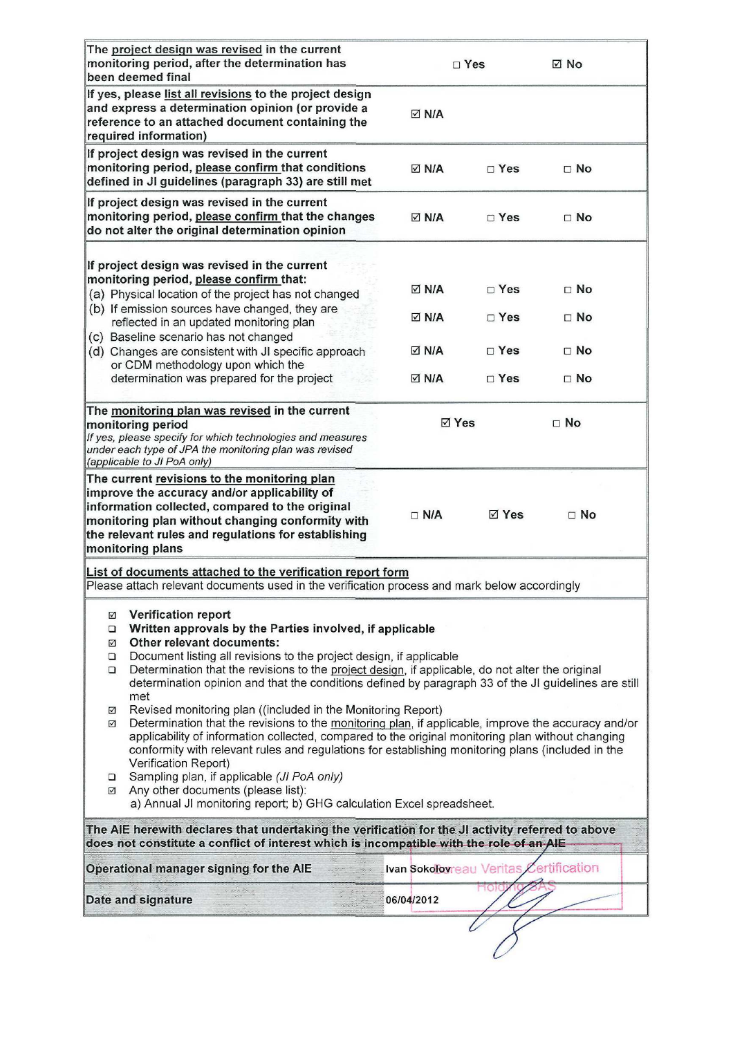| | | | |
|---|---|---|---|
| **The project design was revised in the current monitoring period, after the determination has been deemed final** | □ Yes | | ☑ No |
| **If yes, please list all revisions to the project design and express a determination opinion (or provide a reference to an attached document containing the required information)** | ☑ N/A | | |
| **If project design was revised in the current monitoring period, please confirm that conditions defined in JI guidelines (paragraph 33) are still met** | ☑ N/A | □ Yes | □ No |
| **If project design was revised in the current monitoring period, please confirm that the changes do not alter the original determination opinion** | ☑ N/A | □ Yes | □ No |
| **If project design was revised in the current monitoring period, please confirm that:** | | | |
| (a) Physical location of the project has not changed | ☑ N/A | □ Yes | □ No |
| (b) If emission sources have changed, they are reflected in an updated monitoring plan | ☑ N/A | □ Yes | □ No |
| (c) Baseline scenario has not changed | ☑ N/A | □ Yes | □ No |
| (d) Changes are consistent with JI specific approach or CDM methodology upon which the determination was prepared for the project | ☑ N/A | □ Yes | □ No |
| **The monitoring plan was revised in the current monitoring period**<br>*If yes, please specify for which technologies and measures under each type of JPA the monitoring plan was revised (applicable to JI PoA only)* | ☑ Yes | | □ No |
| **The current revisions to the monitoring plan improve the accuracy and/or applicability of information collected, compared to the original monitoring plan without changing conformity with the relevant rules and regulations for establishing monitoring plans** | □ N/A | ☑ Yes | □ No |

**List of documents attached to the verification report form**
Please attach relevant documents used in the verification process and mark below accordingly

- ☑ **Verification report**
- □ **Written approvals by the Parties involved, if applicable**
- ☑ **Other relevant documents:**
- □ Document listing all revisions to the project design, if applicable
- □ Determination that the revisions to the project design, if applicable, do not alter the original determination opinion and that the conditions defined by paragraph 33 of the JI guidelines are still met
- ☑ Revised monitoring plan ((included in the Monitoring Report)
- ☑ Determination that the revisions to the monitoring plan, if applicable, improve the accuracy and/or applicability of information collected, compared to the original monitoring plan without changing conformity with relevant rules and regulations for establishing monitoring plans (included in the Verification Report)
- □ Sampling plan, if applicable *(JI PoA only)*
- ☑ Any other documents (please list):
  a) Annual JI monitoring report; b) GHG calculation Excel spreadsheet.

**The AIE herewith declares that undertaking the verification for the JI activity referred to above does not constitute a conflict of interest which is incompatible with the role of an AIE**

| | |
|---|---|
| **Operational manager signing for the AIE** | Ivan Sokolov Bureau Veritas Certification Holding SAS |
| **Date and signature** | 06/04/2012 |